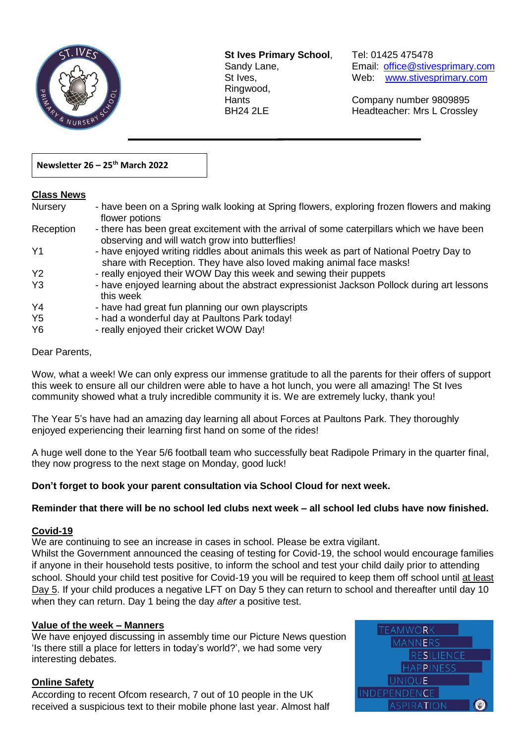**St Ives Primary School**, 
Sandy Lane, 
St Ives, 
Ringwood, 
Hants 
BH24 2LE

Tel: 01425 475478 
Email: office@stivesprimary.com 
Web: www.stivesprimary.com

Company number 9809895 
Headteacher: Mrs L Crossley

**Newsletter 26 – 25th March 2022**

## Class News

| | |
|---|---|
| Nursery | - have been on a Spring walk looking at Spring flowers, exploring frozen flowers and making flower potions |
| Reception | - there has been great excitement with the arrival of some caterpillars which we have been observing and will watch grow into butterflies! |
| Y1 | - have enjoyed writing riddles about animals this week as part of National Poetry Day to share with Reception. They have also loved making animal face masks! |
| Y2 | - really enjoyed their WOW Day this week and sewing their puppets |
| Y3 | - have enjoyed learning about the abstract expressionist Jackson Pollock during art lessons this week |
| Y4 | - have had great fun planning our own playscripts |
| Y5 | - had a wonderful day at Paultons Park today! |
| Y6 | - really enjoyed their cricket WOW Day! |

Dear Parents,

Wow, what a week! We can only express our immense gratitude to all the parents for their offers of support this week to ensure all our children were able to have a hot lunch, you were all amazing! The St Ives community showed what a truly incredible community it is. We are extremely lucky, thank you!

The Year 5's have had an amazing day learning all about Forces at Paultons Park. They thoroughly enjoyed experiencing their learning first hand on some of the rides!

A huge well done to the Year 5/6 football team who successfully beat Radipole Primary in the quarter final, they now progress to the next stage on Monday, good luck!

**Don't forget to book your parent consultation via School Cloud for next week.**

**Reminder that there will be no school led clubs next week – all school led clubs have now finished.**

## Covid-19

We are continuing to see an increase in cases in school. Please be extra vigilant.
Whilst the Government announced the ceasing of testing for Covid-19, the school would encourage families if anyone in their household tests positive, to inform the school and test your child daily prior to attending school. Should your child test positive for Covid-19 you will be required to keep them off school until at least Day 5. If your child produces a negative LFT on Day 5 they can return to school and thereafter until day 10 when they can return. Day 1 being the day *after* a positive test.

## Value of the week – Manners

We have enjoyed discussing in assembly time our Picture News question 'Is there still a place for letters in today's world?', we had some very interesting debates.

TEAMWORK
MANNERS
RESILIENCE
HAPPINESS
UNIQUE
INDEPENDENCE
ASPIRATION

## Online Safety

According to recent Ofcom research, 7 out of 10 people in the UK received a suspicious text to their mobile phone last year. Almost half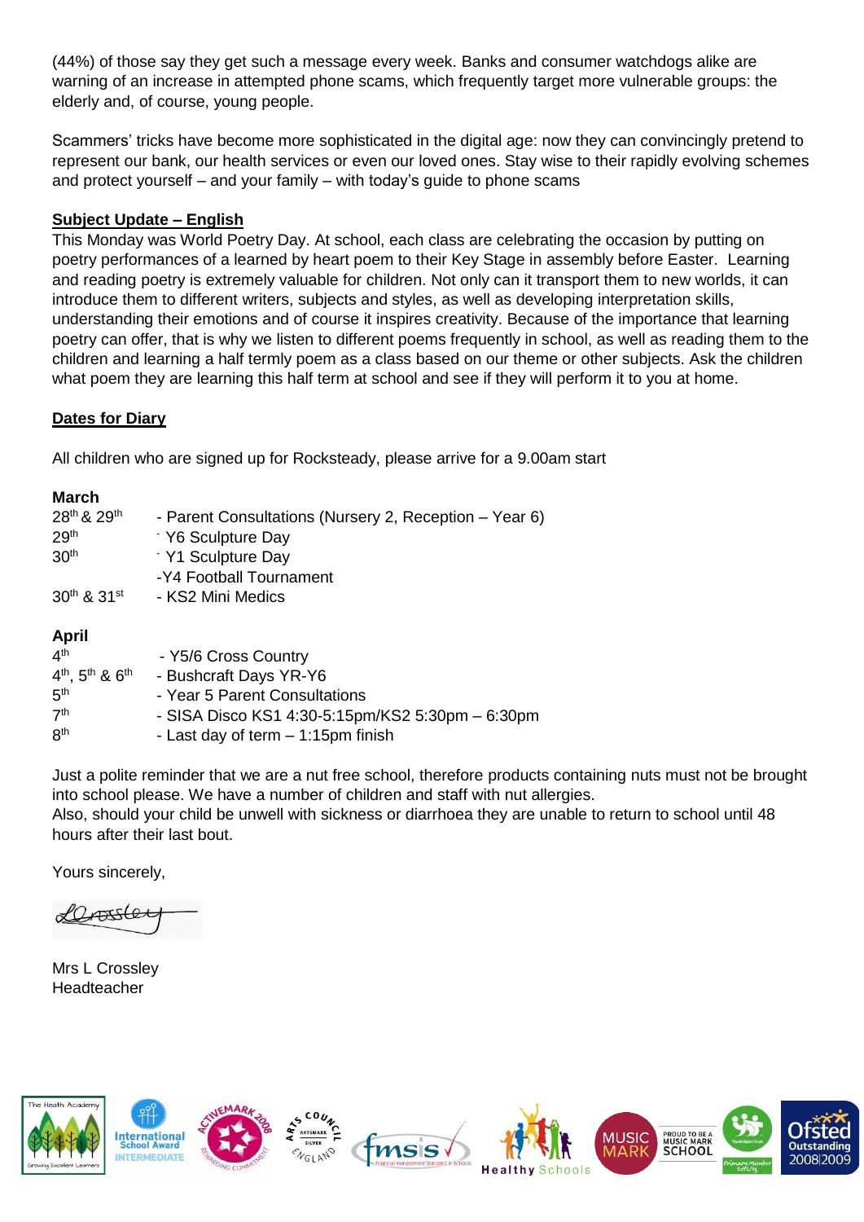(44%) of those say they get such a message every week. Banks and consumer watchdogs alike are warning of an increase in attempted phone scams, which frequently target more vulnerable groups: the elderly and, of course, young people.

Scammers' tricks have become more sophisticated in the digital age: now they can convincingly pretend to represent our bank, our health services or even our loved ones. Stay wise to their rapidly evolving schemes and protect yourself – and your family – with today's guide to phone scams

**Subject Update – English**

This Monday was World Poetry Day. At school, each class are celebrating the occasion by putting on poetry performances of a learned by heart poem to their Key Stage in assembly before Easter. Learning and reading poetry is extremely valuable for children. Not only can it transport them to new worlds, it can introduce them to different writers, subjects and styles, as well as developing interpretation skills, understanding their emotions and of course it inspires creativity. Because of the importance that learning poetry can offer, that is why we listen to different poems frequently in school, as well as reading them to the children and learning a half termly poem as a class based on our theme or other subjects. Ask the children what poem they are learning this half term at school and see if they will perform it to you at home.

**Dates for Diary**

All children who are signed up for Rocksteady, please arrive for a 9.00am start

**March**

| | |
|---|---|
| 28th & 29th | - Parent Consultations (Nursery 2, Reception – Year 6) |
| 29th | - Y6 Sculpture Day |
| 30th | - Y1 Sculpture Day<br>-Y4 Football Tournament |
| 30th & 31st | - KS2 Mini Medics |

**April**

| | |
|---|---|
| 4th | - Y5/6 Cross Country |
| 4th, 5th & 6th | - Bushcraft Days YR-Y6 |
| 5th | - Year 5 Parent Consultations |
| 7th | - SISA Disco KS1 4:30-5:15pm/KS2 5:30pm – 6:30pm |
| 8th | - Last day of term – 1:15pm finish |

Just a polite reminder that we are a nut free school, therefore products containing nuts must not be brought into school please. We have a number of children and staff with nut allergies.
Also, should your child be unwell with sickness or diarrhoea they are unable to return to school until 48 hours after their last bout.

Yours sincerely,

Mrs L Crossley
Headteacher